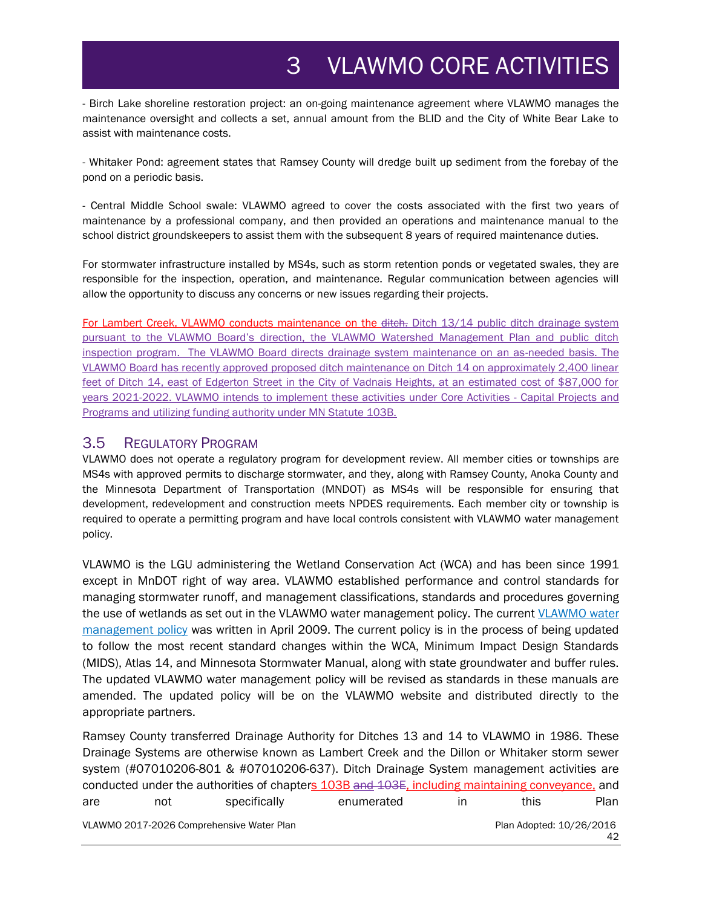- Birch Lake shoreline restoration project: an on-going maintenance agreement where VLAWMO manages the maintenance oversight and collects a set, annual amount from the BLID and the City of White Bear Lake to assist with maintenance costs.

- Whitaker Pond: agreement states that Ramsey County will dredge built up sediment from the forebay of the pond on a periodic basis.

- Central Middle School swale: VLAWMO agreed to cover the costs associated with the first two years of maintenance by a professional company, and then provided an operations and maintenance manual to the school district groundskeepers to assist them with the subsequent 8 years of required maintenance duties.

For stormwater infrastructure installed by MS4s, such as storm retention ponds or vegetated swales, they are responsible for the inspection, operation, and maintenance. Regular communication between agencies will allow the opportunity to discuss any concerns or new issues regarding their projects.

For Lambert Creek, VLAWMO conducts maintenance on the ~~ditch.~~ Ditch 13/14 public ditch drainage system pursuant to the VLAWMO Board's direction, the VLAWMO Watershed Management Plan and public ditch inspection program. The VLAWMO Board directs drainage system maintenance on an as-needed basis. The VLAWMO Board has recently approved proposed ditch maintenance on Ditch 14 on approximately 2,400 linear feet of Ditch 14, east of Edgerton Street in the City of Vadnais Heights, at an estimated cost of $87,000 for years 2021-2022. VLAWMO intends to implement these activities under Core Activities - Capital Projects and Programs and utilizing funding authority under MN Statute 103B.

## 3.5 Regulatory Program

VLAWMO does not operate a regulatory program for development review. All member cities or townships are MS4s with approved permits to discharge stormwater, and they, along with Ramsey County, Anoka County and the Minnesota Department of Transportation (MNDOT) as MS4s will be responsible for ensuring that development, redevelopment and construction meets NPDES requirements. Each member city or township is required to operate a permitting program and have local controls consistent with VLAWMO water management policy.

VLAWMO is the LGU administering the Wetland Conservation Act (WCA) and has been since 1991 except in MnDOT right of way area. VLAWMO established performance and control standards for managing stormwater runoff, and management classifications, standards and procedures governing the use of wetlands as set out in the VLAWMO water management policy. The current VLAWMO water management policy was written in April 2009. The current policy is in the process of being updated to follow the most recent standard changes within the WCA, Minimum Impact Design Standards (MIDS), Atlas 14, and Minnesota Stormwater Manual, along with state groundwater and buffer rules. The updated VLAWMO water management policy will be revised as standards in these manuals are amended. The updated policy will be on the VLAWMO website and distributed directly to the appropriate partners.

Ramsey County transferred Drainage Authority for Ditches 13 and 14 to VLAWMO in 1986. These Drainage Systems are otherwise known as Lambert Creek and the Dillon or Whitaker storm sewer system (#07010206-801 & #07010206-637). Ditch Drainage System management activities are conducted under the authorities of chapters 103B ~~and 103E~~, including maintaining conveyance, and are not specifically enumerated in this Plan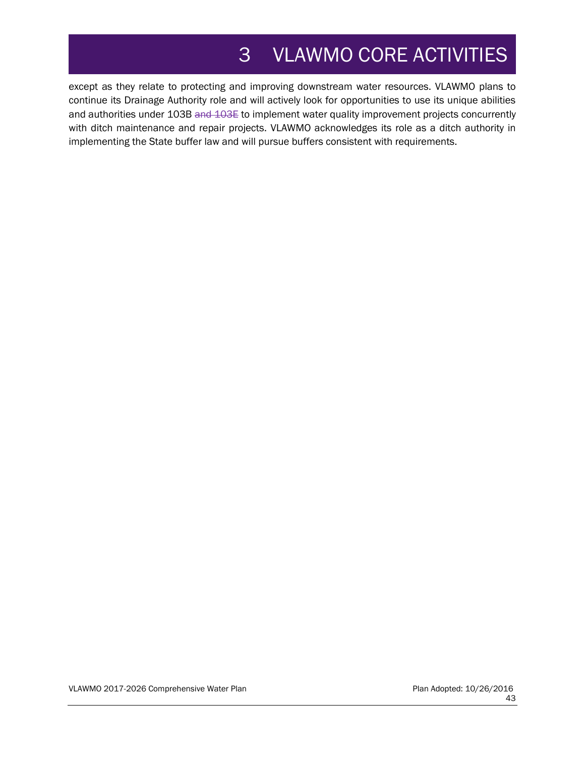except as they relate to protecting and improving downstream water resources. VLAWMO plans to continue its Drainage Authority role and will actively look for opportunities to use its unique abilities and authorities under 103B ~~and 103E~~ to implement water quality improvement projects concurrently with ditch maintenance and repair projects. VLAWMO acknowledges its role as a ditch authority in implementing the State buffer law and will pursue buffers consistent with requirements.